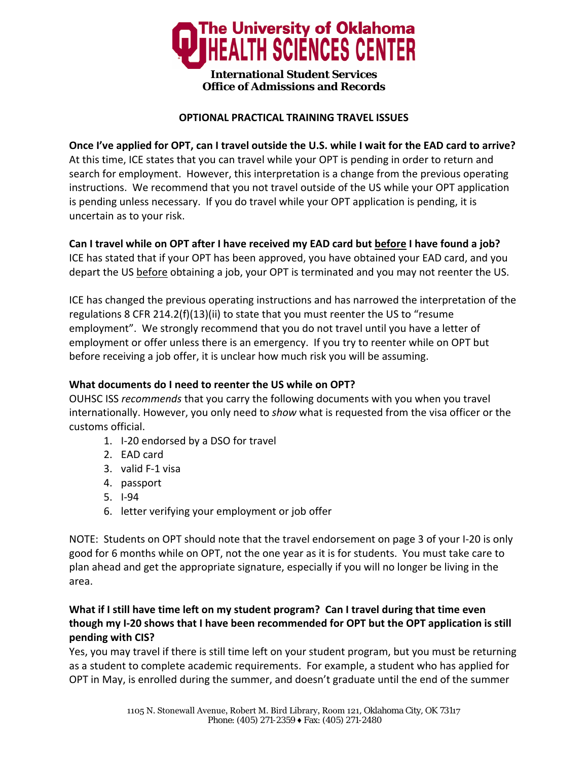# The University of Oklahoma HEALTH SCIENCES CENTER

**International Student Services**
**Office of Admissions and Records**

## OPTIONAL PRACTICAL TRAINING TRAVEL ISSUES

**Once I've applied for OPT, can I travel outside the U.S. while I wait for the EAD card to arrive?**
At this time, ICE states that you can travel while your OPT is pending in order to return and search for employment. However, this interpretation is a change from the previous operating instructions. We recommend that you not travel outside of the US while your OPT application is pending unless necessary. If you do travel while your OPT application is pending, it is uncertain as to your risk.

**Can I travel while on OPT after I have received my EAD card but <u>before</u> I have found a job?**
ICE has stated that if your OPT has been approved, you have obtained your EAD card, and you depart the US <u>before</u> obtaining a job, your OPT is terminated and you may not reenter the US.

ICE has changed the previous operating instructions and has narrowed the interpretation of the regulations 8 CFR 214.2(f)(13)(ii) to state that you must reenter the US to "resume employment". We strongly recommend that you do not travel until you have a letter of employment or offer unless there is an emergency. If you try to reenter while on OPT but before receiving a job offer, it is unclear how much risk you will be assuming.

**What documents do I need to reenter the US while on OPT?**
OUHSC ISS *recommends* that you carry the following documents with you when you travel internationally. However, you only need to *show* what is requested from the visa officer or the customs official.

1. I-20 endorsed by a DSO for travel
2. EAD card
3. valid F-1 visa
4. passport
5. I-94
6. letter verifying your employment or job offer

NOTE: Students on OPT should note that the travel endorsement on page 3 of your I-20 is only good for 6 months while on OPT, not the one year as it is for students. You must take care to plan ahead and get the appropriate signature, especially if you will no longer be living in the area.

**What if I still have time left on my student program? Can I travel during that time even though my I-20 shows that I have been recommended for OPT but the OPT application is still pending with CIS?**
Yes, you may travel if there is still time left on your student program, but you must be returning as a student to complete academic requirements. For example, a student who has applied for OPT in May, is enrolled during the summer, and doesn't graduate until the end of the summer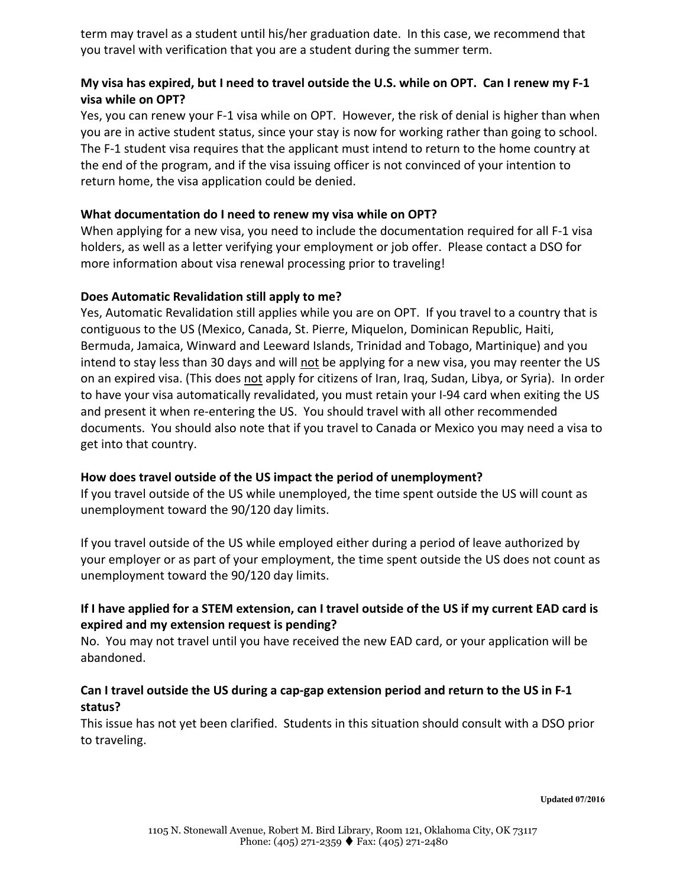term may travel as a student until his/her graduation date. In this case, we recommend that you travel with verification that you are a student during the summer term.

**My visa has expired, but I need to travel outside the U.S. while on OPT. Can I renew my F-1 visa while on OPT?**

Yes, you can renew your F-1 visa while on OPT. However, the risk of denial is higher than when you are in active student status, since your stay is now for working rather than going to school. The F-1 student visa requires that the applicant must intend to return to the home country at the end of the program, and if the visa issuing officer is not convinced of your intention to return home, the visa application could be denied.

**What documentation do I need to renew my visa while on OPT?**

When applying for a new visa, you need to include the documentation required for all F-1 visa holders, as well as a letter verifying your employment or job offer. Please contact a DSO for more information about visa renewal processing prior to traveling!

**Does Automatic Revalidation still apply to me?**

Yes, Automatic Revalidation still applies while you are on OPT. If you travel to a country that is contiguous to the US (Mexico, Canada, St. Pierre, Miquelon, Dominican Republic, Haiti, Bermuda, Jamaica, Winward and Leeward Islands, Trinidad and Tobago, Martinique) and you intend to stay less than 30 days and will <u>not</u> be applying for a new visa, you may reenter the US on an expired visa. (This does <u>not</u> apply for citizens of Iran, Iraq, Sudan, Libya, or Syria). In order to have your visa automatically revalidated, you must retain your I-94 card when exiting the US and present it when re-entering the US. You should travel with all other recommended documents. You should also note that if you travel to Canada or Mexico you may need a visa to get into that country.

**How does travel outside of the US impact the period of unemployment?**

If you travel outside of the US while unemployed, the time spent outside the US will count as unemployment toward the 90/120 day limits.

If you travel outside of the US while employed either during a period of leave authorized by your employer or as part of your employment, the time spent outside the US does not count as unemployment toward the 90/120 day limits.

**If I have applied for a STEM extension, can I travel outside of the US if my current EAD card is expired and my extension request is pending?**

No. You may not travel until you have received the new EAD card, or your application will be abandoned.

**Can I travel outside the US during a cap-gap extension period and return to the US in F-1 status?**

This issue has not yet been clarified. Students in this situation should consult with a DSO prior to traveling.

**Updated 07/2016**

1105 N. Stonewall Avenue, Robert M. Bird Library, Room 121, Oklahoma City, OK 73117
Phone: (405) 271-2359 ♦ Fax: (405) 271-2480